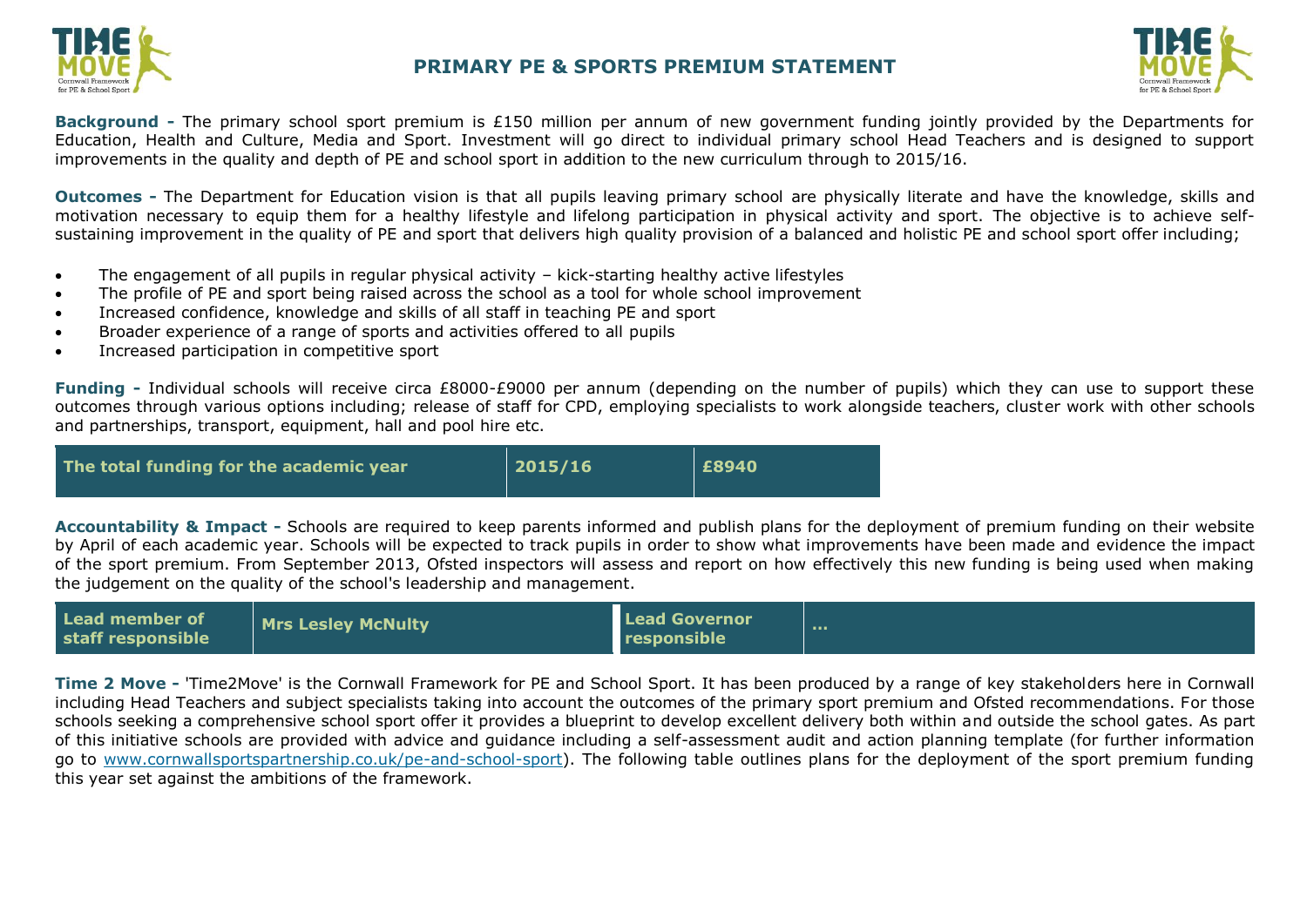# PRIMARY PE & SPORTS PREMIUM STATEMENT

**Background -** The primary school sport premium is £150 million per annum of new government funding jointly provided by the Departments for Education, Health and Culture, Media and Sport. Investment will go direct to individual primary school Head Teachers and is designed to support improvements in the quality and depth of PE and school sport in addition to the new curriculum through to 2015/16.

**Outcomes -** The Department for Education vision is that all pupils leaving primary school are physically literate and have the knowledge, skills and motivation necessary to equip them for a healthy lifestyle and lifelong participation in physical activity and sport. The objective is to achieve self-sustaining improvement in the quality of PE and sport that delivers high quality provision of a balanced and holistic PE and school sport offer including;

- The engagement of all pupils in regular physical activity – kick-starting healthy active lifestyles
- The profile of PE and sport being raised across the school as a tool for whole school improvement
- Increased confidence, knowledge and skills of all staff in teaching PE and sport
- Broader experience of a range of sports and activities offered to all pupils
- Increased participation in competitive sport

**Funding -** Individual schools will receive circa £8000-£9000 per annum (depending on the number of pupils) which they can use to support these outcomes through various options including; release of staff for CPD, employing specialists to work alongside teachers, cluster work with other schools and partnerships, transport, equipment, hall and pool hire etc.

| The total funding for the academic year | 2015/16 | £8940 |
|---|---|---|

**Accountability & Impact -** Schools are required to keep parents informed and publish plans for the deployment of premium funding on their website by April of each academic year. Schools will be expected to track pupils in order to show what improvements have been made and evidence the impact of the sport premium. From September 2013, Ofsted inspectors will assess and report on how effectively this new funding is being used when making the judgement on the quality of the school's leadership and management.

| Lead member of staff responsible | Mrs Lesley McNulty | Lead Governor responsible | ... |
|---|---|---|---|

**Time 2 Move -** 'Time2Move' is the Cornwall Framework for PE and School Sport. It has been produced by a range of key stakeholders here in Cornwall including Head Teachers and subject specialists taking into account the outcomes of the primary sport premium and Ofsted recommendations. For those schools seeking a comprehensive school sport offer it provides a blueprint to develop excellent delivery both within and outside the school gates. As part of this initiative schools are provided with advice and guidance including a self-assessment audit and action planning template (for further information go to www.cornwallsportspartnership.co.uk/pe-and-school-sport). The following table outlines plans for the deployment of the sport premium funding this year set against the ambitions of the framework.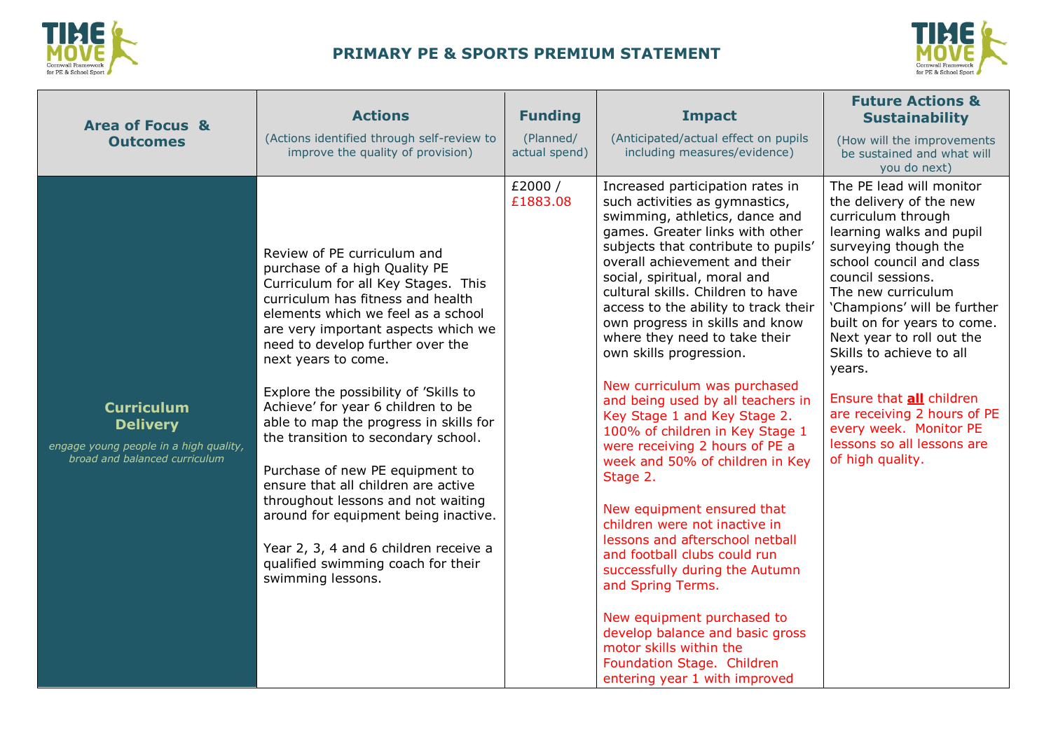## PRIMARY PE & SPORTS PREMIUM STATEMENT

| Area of Focus & Outcomes | Actions (Actions identified through self-review to improve the quality of provision) | Funding (Planned/ actual spend) | Impact (Anticipated/actual effect on pupils including measures/evidence) | Future Actions & Sustainability (How will the improvements be sustained and what will you do next) |
|---|---|---|---|---|
| **Curriculum Delivery** *engage young people in a high quality, broad and balanced curriculum* | Review of PE curriculum and purchase of a high Quality PE Curriculum for all Key Stages. This curriculum has fitness and health elements which we feel as a school are very important aspects which we need to develop further over the next years to come.<br><br>Explore the possibility of 'Skills to Achieve' for year 6 children to be able to map the progress in skills for the transition to secondary school.<br><br>Purchase of new PE equipment to ensure that all children are active throughout lessons and not waiting around for equipment being inactive.<br><br>Year 2, 3, 4 and 6 children receive a qualified swimming coach for their swimming lessons. | £2000 / £1883.08 | Increased participation rates in such activities as gymnastics, swimming, athletics, dance and games. Greater links with other subjects that contribute to pupils' overall achievement and their social, spiritual, moral and cultural skills. Children to have access to the ability to track their own progress in skills and know where they need to take their own skills progression.<br><br>New curriculum was purchased and being used by all teachers in Key Stage 1 and Key Stage 2. 100% of children in Key Stage 1 were receiving 2 hours of PE a week and 50% of children in Key Stage 2.<br><br>New equipment ensured that children were not inactive in lessons and afterschool netball and football clubs could run successfully during the Autumn and Spring Terms.<br><br>New equipment purchased to develop balance and basic gross motor skills within the Foundation Stage. Children entering year 1 with improved | The PE lead will monitor the delivery of the new curriculum through learning walks and pupil surveying though the school council and class council sessions.<br>The new curriculum 'Champions' will be further built on for years to come. Next year to roll out the Skills to achieve to all years.<br><br>Ensure that **all** children are receiving 2 hours of PE every week. Monitor PE lessons so all lessons are of high quality. |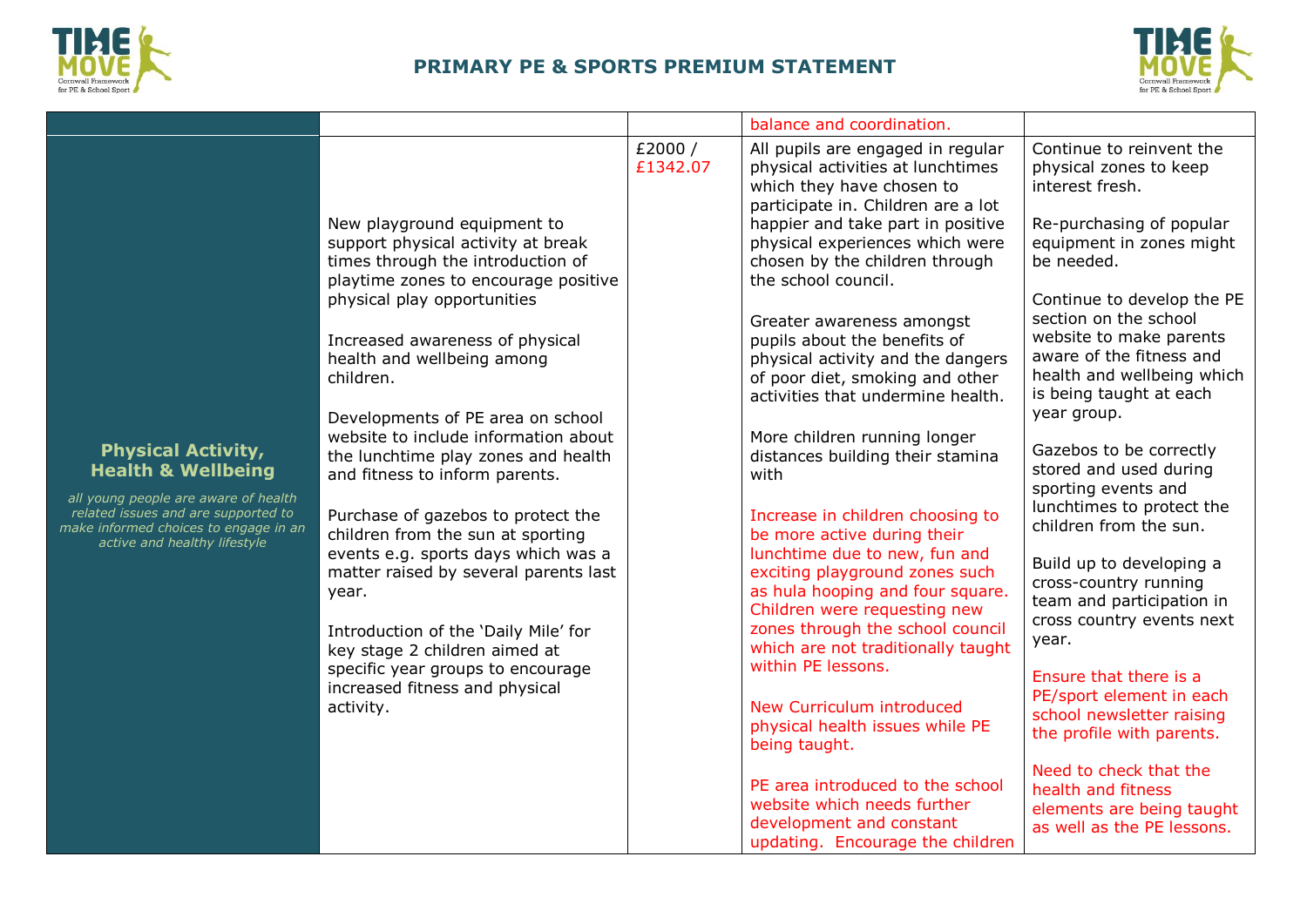| | | | | |
|---|---|---|---|---|
| | | | balance and coordination. | |
| **Physical Activity, Health & Wellbeing** *all young people are aware of health related issues and are supported to make informed choices to engage in an active and healthy lifestyle* | New playground equipment to support physical activity at break times through the introduction of playtime zones to encourage positive physical play opportunities<br><br>Increased awareness of physical health and wellbeing among children.<br><br>Developments of PE area on school website to include information about the lunchtime play zones and health and fitness to inform parents.<br><br>Purchase of gazebos to protect the children from the sun at sporting events e.g. sports days which was a matter raised by several parents last year.<br><br>Introduction of the 'Daily Mile' for key stage 2 children aimed at specific year groups to encourage increased fitness and physical activity. | £2000 / £1342.07 | All pupils are engaged in regular physical activities at lunchtimes which they have chosen to participate in. Children are a lot happier and take part in positive physical experiences which were chosen by the children through the school council.<br><br>Greater awareness amongst pupils about the benefits of physical activity and the dangers of poor diet, smoking and other activities that undermine health.<br><br>More children running longer distances building their stamina with<br><br>Increase in children choosing to be more active during their lunchtime due to new, fun and exciting playground zones such as hula hooping and four square. Children were requesting new zones through the school council which are not traditionally taught within PE lessons.<br><br>New Curriculum introduced physical health issues while PE being taught.<br><br>PE area introduced to the school website which needs further development and constant updating. Encourage the children | Continue to reinvent the physical zones to keep interest fresh.<br><br>Re-purchasing of popular equipment in zones might be needed.<br><br>Continue to develop the PE section on the school website to make parents aware of the fitness and health and wellbeing which is being taught at each year group.<br><br>Gazebos to be correctly stored and used during sporting events and lunchtimes to protect the children from the sun.<br><br>Build up to developing a cross-country running team and participation in cross country events next year.<br><br>Ensure that there is a PE/sport element in each school newsletter raising the profile with parents.<br><br>Need to check that the health and fitness elements are being taught as well as the PE lessons. |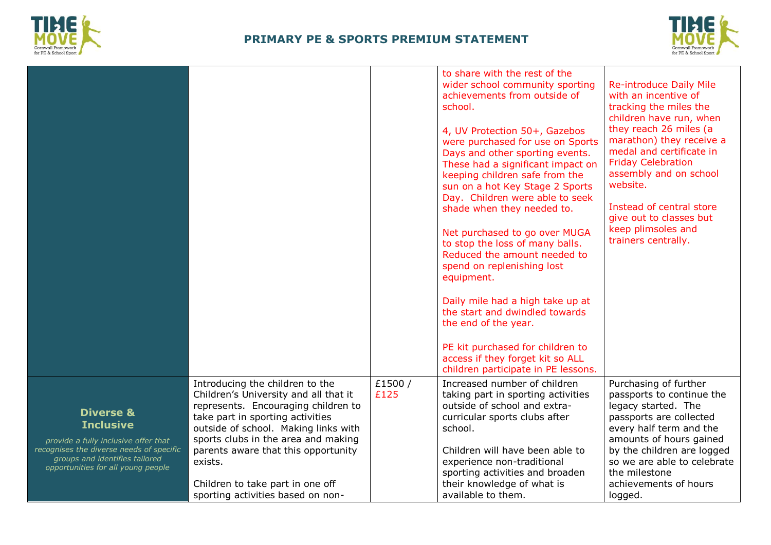## PRIMARY PE & SPORTS PREMIUM STATEMENT

| | | | | |
|---|---|---|---|---|
| | | | to share with the rest of the wider school community sporting achievements from outside of school.<br><br>4, UV Protection 50+, Gazebos were purchased for use on Sports Days and other sporting events. These had a significant impact on keeping children safe from the sun on a hot Key Stage 2 Sports Day. Children were able to seek shade when they needed to.<br><br>Net purchased to go over MUGA to stop the loss of many balls. Reduced the amount needed to spend on replenishing lost equipment.<br><br>Daily mile had a high take up at the start and dwindled towards the end of the year.<br><br>PE kit purchased for children to access if they forget kit so ALL children participate in PE lessons. | Re-introduce Daily Mile with an incentive of tracking the miles the children have run, when they reach 26 miles (a marathon) they receive a medal and certificate in Friday Celebration assembly and on school website.<br><br>Instead of central store give out to classes but keep plimsoles and trainers centrally. |
| **Diverse & Inclusive**<br><br>*provide a fully inclusive offer that recognises the diverse needs of specific groups and identifies tailored opportunities for all young people* | Introducing the children to the Children's University and all that it represents. Encouraging children to take part in sporting activities outside of school. Making links with sports clubs in the area and making parents aware that this opportunity exists.<br><br>Children to take part in one off sporting activities based on non- | £1500 / £125 | Increased number of children taking part in sporting activities outside of school and extra-curricular sports clubs after school.<br><br>Children will have been able to experience non-traditional sporting activities and broaden their knowledge of what is available to them. | Purchasing of further passports to continue the legacy started. The passports are collected every half term and the amounts of hours gained by the children are logged so we are able to celebrate the milestone achievements of hours logged. |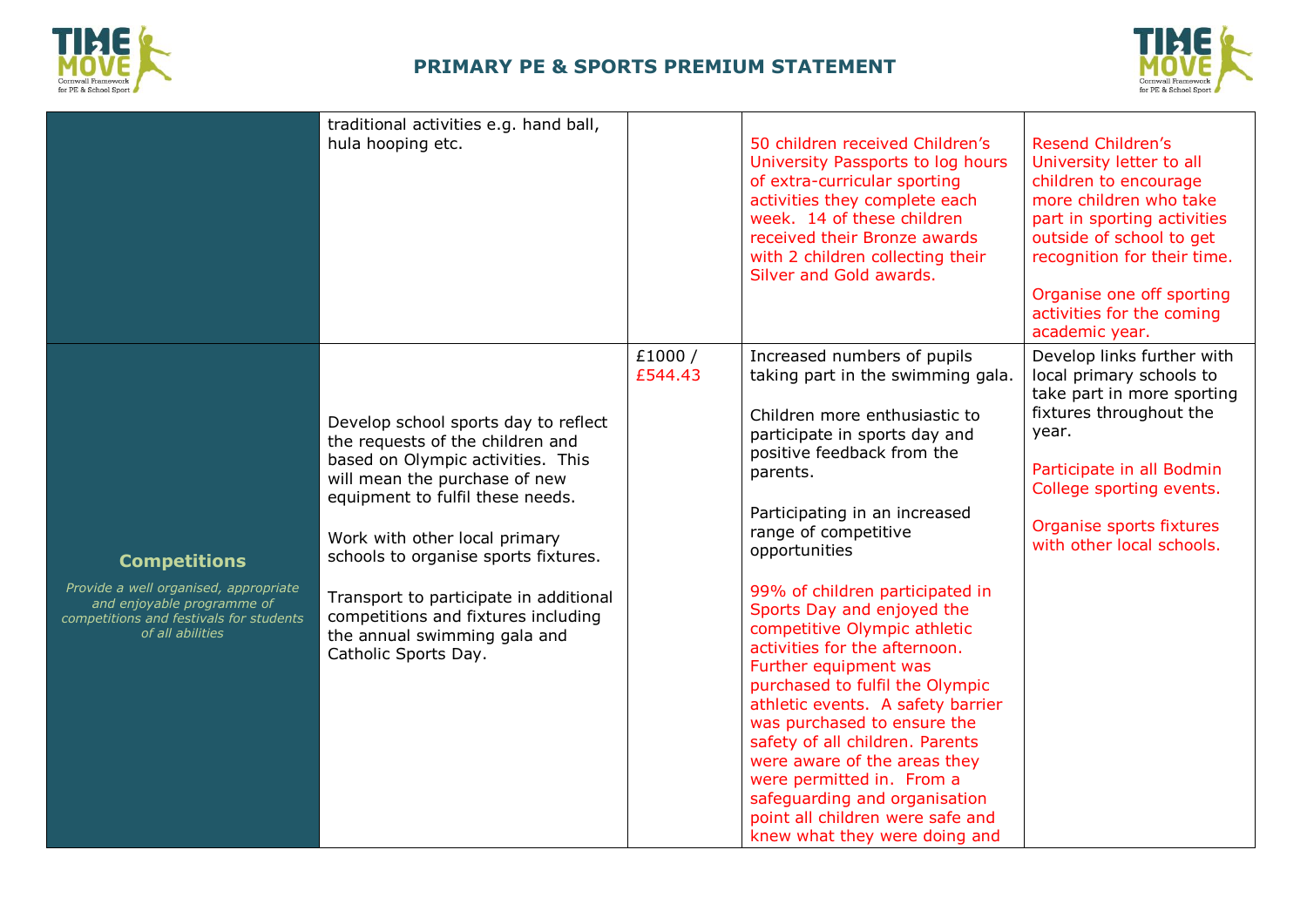## PRIMARY PE & SPORTS PREMIUM STATEMENT

| | | | | |
|---|---|---|---|---|
| | traditional activities e.g. hand ball, hula hooping etc. | | 50 children received Children's University Passports to log hours of extra-curricular sporting activities they complete each week. 14 of these children received their Bronze awards with 2 children collecting their Silver and Gold awards. | Resend Children's University letter to all children to encourage more children who take part in sporting activities outside of school to get recognition for their time.<br><br>Organise one off sporting activities for the coming academic year. |
| **Competitions**<br><br>*Provide a well organised, appropriate and enjoyable programme of competitions and festivals for students of all abilities* | Develop school sports day to reflect the requests of the children and based on Olympic activities. This will mean the purchase of new equipment to fulfil these needs.<br><br>Work with other local primary schools to organise sports fixtures.<br><br>Transport to participate in additional competitions and fixtures including the annual swimming gala and Catholic Sports Day. | £1000 / £544.43 | Increased numbers of pupils taking part in the swimming gala.<br><br>Children more enthusiastic to participate in sports day and positive feedback from the parents.<br><br>Participating in an increased range of competitive opportunities<br><br>99% of children participated in Sports Day and enjoyed the competitive Olympic athletic activities for the afternoon. Further equipment was purchased to fulfil the Olympic athletic events. A safety barrier was purchased to ensure the safety of all children. Parents were aware of the areas they were permitted in. From a safeguarding and organisation point all children were safe and knew what they were doing and | Develop links further with local primary schools to take part in more sporting fixtures throughout the year.<br><br>Participate in all Bodmin College sporting events.<br><br>Organise sports fixtures with other local schools. |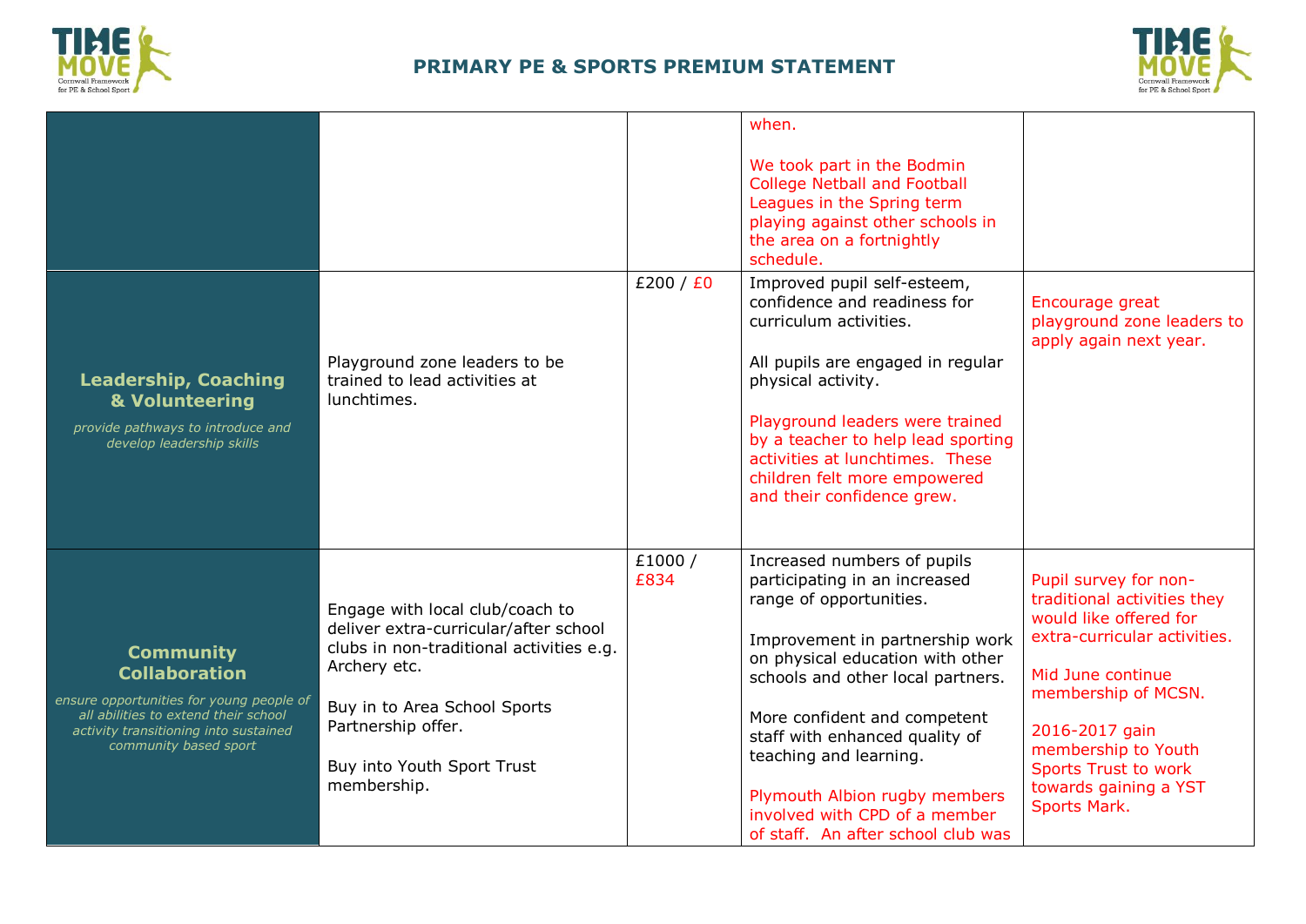## PRIMARY PE & SPORTS PREMIUM STATEMENT

| | | | | |
|---|---|---|---|---|
| | | | when.<br><br>We took part in the Bodmin College Netball and Football Leagues in the Spring term playing against other schools in the area on a fortnightly schedule. | |
| **Leadership, Coaching & Volunteering**<br>*provide pathways to introduce and develop leadership skills* | Playground zone leaders to be trained to lead activities at lunchtimes. | £200 / £0 | Improved pupil self-esteem, confidence and readiness for curriculum activities.<br><br>All pupils are engaged in regular physical activity.<br><br>Playground leaders were trained by a teacher to help lead sporting activities at lunchtimes. These children felt more empowered and their confidence grew. | Encourage great playground zone leaders to apply again next year. |
| **Community Collaboration**<br>*ensure opportunities for young people of all abilities to extend their school activity transitioning into sustained community based sport* | Engage with local club/coach to deliver extra-curricular/after school clubs in non-traditional activities e.g. Archery etc.<br><br>Buy in to Area School Sports Partnership offer.<br><br>Buy into Youth Sport Trust membership. | £1000 / £834 | Increased numbers of pupils participating in an increased range of opportunities.<br><br>Improvement in partnership work on physical education with other schools and other local partners.<br><br>More confident and competent staff with enhanced quality of teaching and learning.<br><br>Plymouth Albion rugby members involved with CPD of a member of staff. An after school club was | Pupil survey for non-traditional activities they would like offered for extra-curricular activities.<br><br>Mid June continue membership of MCSN.<br><br>2016-2017 gain membership to Youth Sports Trust to work towards gaining a YST Sports Mark. |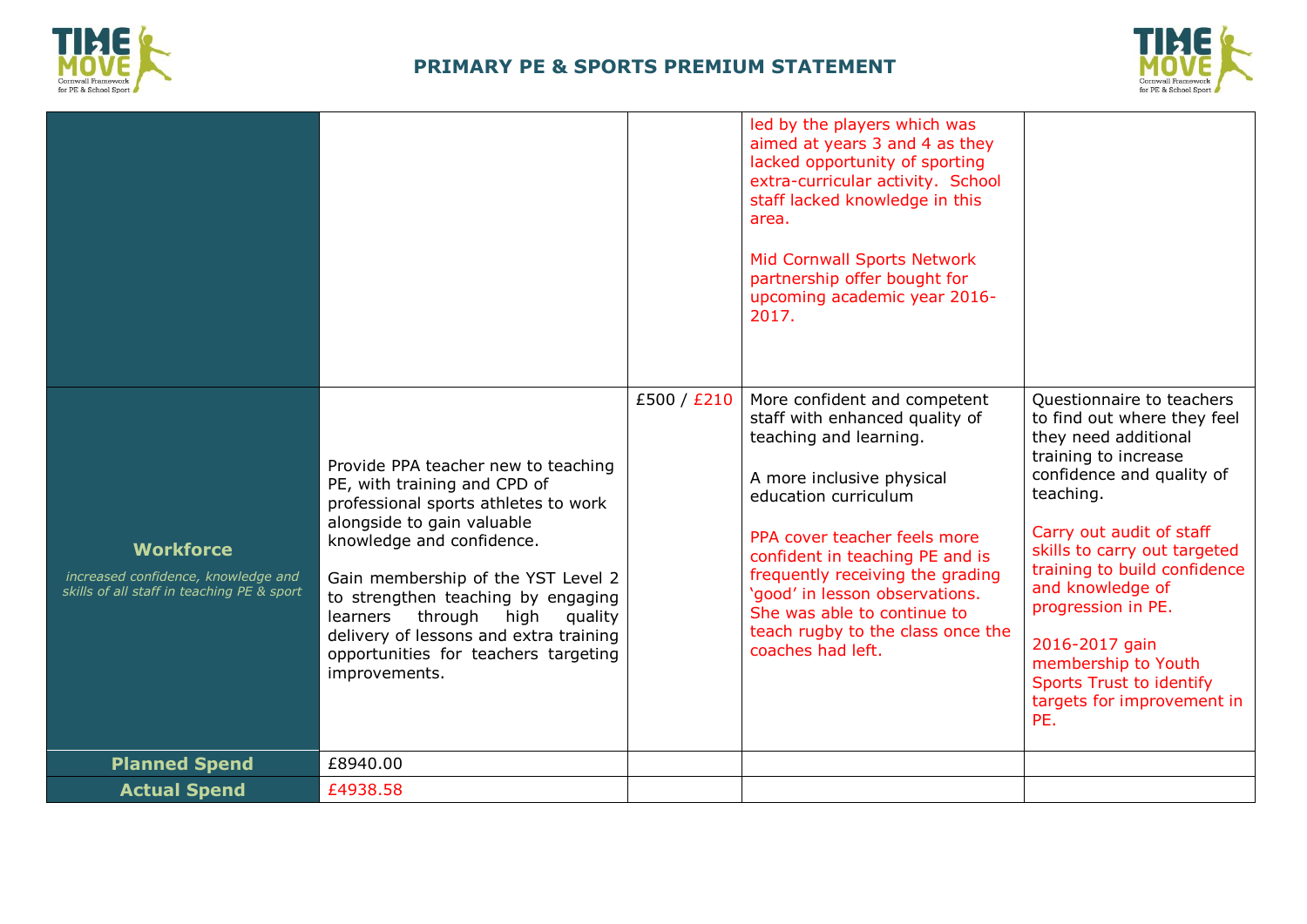## PRIMARY PE & SPORTS PREMIUM STATEMENT

| | | | | |
|---|---|---|---|---|
| | | | led by the players which was aimed at years 3 and 4 as they lacked opportunity of sporting extra-curricular activity. School staff lacked knowledge in this area.<br><br>Mid Cornwall Sports Network partnership offer bought for upcoming academic year 2016-2017. | |
| **Workforce**<br>*increased confidence, knowledge and skills of all staff in teaching PE & sport* | Provide PPA teacher new to teaching PE, with training and CPD of professional sports athletes to work alongside to gain valuable knowledge and confidence.<br><br>Gain membership of the YST Level 2 to strengthen teaching by engaging learners through high quality delivery of lessons and extra training opportunities for teachers targeting improvements. | £500 / £210 | More confident and competent staff with enhanced quality of teaching and learning.<br><br>A more inclusive physical education curriculum<br><br>PPA cover teacher feels more confident in teaching PE and is frequently receiving the grading 'good' in lesson observations. She was able to continue to teach rugby to the class once the coaches had left. | Questionnaire to teachers to find out where they feel they need additional training to increase confidence and quality of teaching.<br><br>Carry out audit of staff skills to carry out targeted training to build confidence and knowledge of progression in PE.<br><br>2016-2017 gain membership to Youth Sports Trust to identify targets for improvement in PE. |
| **Planned Spend** | £8940.00 | | | |
| **Actual Spend** | £4938.58 | | | |